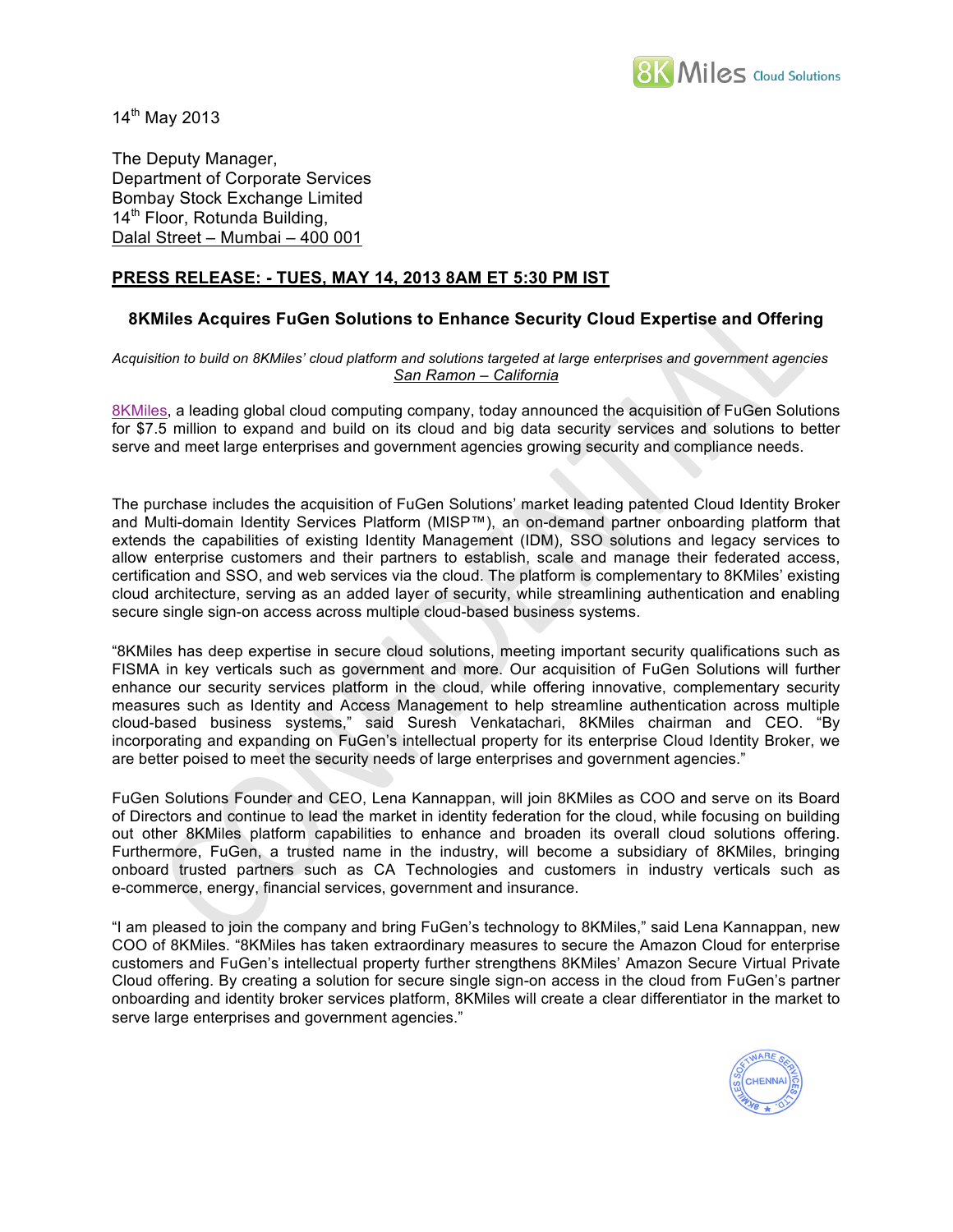14th May 2013

The Deputy Manager,
Department of Corporate Services
Bombay Stock Exchange Limited
14th Floor, Rotunda Building,
Dalal Street – Mumbai – 400 001

**PRESS RELEASE: - TUES, MAY 14, 2013 8AM ET 5:30 PM IST**

## 8KMiles Acquires FuGen Solutions to Enhance Security Cloud Expertise and Offering

*Acquisition to build on 8KMiles' cloud platform and solutions targeted at large enterprises and government agencies*
*San Ramon – California*

8KMiles, a leading global cloud computing company, today announced the acquisition of FuGen Solutions for $7.5 million to expand and build on its cloud and big data security services and solutions to better serve and meet large enterprises and government agencies growing security and compliance needs.

The purchase includes the acquisition of FuGen Solutions' market leading patented Cloud Identity Broker and Multi-domain Identity Services Platform (MISP™), an on-demand partner onboarding platform that extends the capabilities of existing Identity Management (IDM), SSO solutions and legacy services to allow enterprise customers and their partners to establish, scale and manage their federated access, certification and SSO, and web services via the cloud. The platform is complementary to 8KMiles' existing cloud architecture, serving as an added layer of security, while streamlining authentication and enabling secure single sign-on access across multiple cloud-based business systems.

"8KMiles has deep expertise in secure cloud solutions, meeting important security qualifications such as FISMA in key verticals such as government and more. Our acquisition of FuGen Solutions will further enhance our security services platform in the cloud, while offering innovative, complementary security measures such as Identity and Access Management to help streamline authentication across multiple cloud-based business systems," said Suresh Venkatachari, 8KMiles chairman and CEO. "By incorporating and expanding on FuGen's intellectual property for its enterprise Cloud Identity Broker, we are better poised to meet the security needs of large enterprises and government agencies."

FuGen Solutions Founder and CEO, Lena Kannappan, will join 8KMiles as COO and serve on its Board of Directors and continue to lead the market in identity federation for the cloud, while focusing on building out other 8KMiles platform capabilities to enhance and broaden its overall cloud solutions offering. Furthermore, FuGen, a trusted name in the industry, will become a subsidiary of 8KMiles, bringing onboard trusted partners such as CA Technologies and customers in industry verticals such as e-commerce, energy, financial services, government and insurance.

"I am pleased to join the company and bring FuGen's technology to 8KMiles," said Lena Kannappan, new COO of 8KMiles. "8KMiles has taken extraordinary measures to secure the Amazon Cloud for enterprise customers and FuGen's intellectual property further strengthens 8KMiles' Amazon Secure Virtual Private Cloud offering. By creating a solution for secure single sign-on access in the cloud from FuGen's partner onboarding and identity broker services platform, 8KMiles will create a clear differentiator in the market to serve large enterprises and government agencies."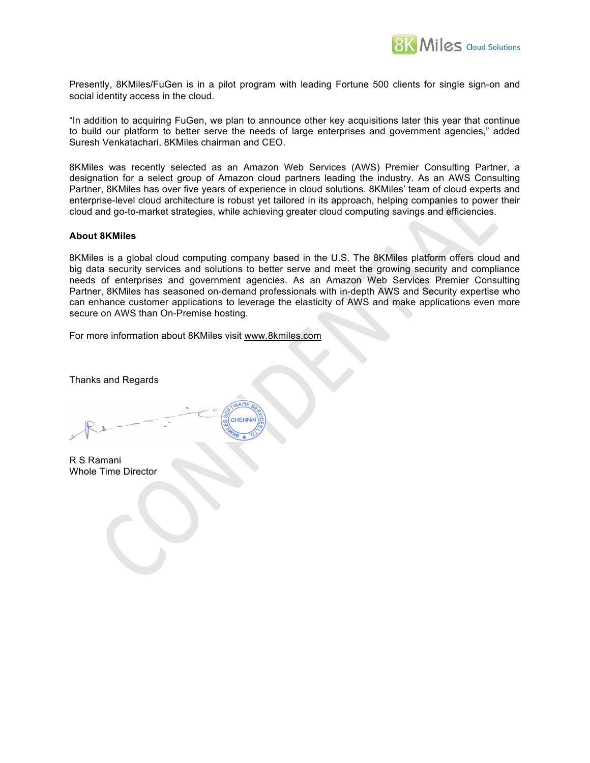Presently, 8KMiles/FuGen is in a pilot program with leading Fortune 500 clients for single sign-on and social identity access in the cloud.

"In addition to acquiring FuGen, we plan to announce other key acquisitions later this year that continue to build our platform to better serve the needs of large enterprises and government agencies," added Suresh Venkatachari, 8KMiles chairman and CEO.

8KMiles was recently selected as an Amazon Web Services (AWS) Premier Consulting Partner, a designation for a select group of Amazon cloud partners leading the industry. As an AWS Consulting Partner, 8KMiles has over five years of experience in cloud solutions. 8KMiles' team of cloud experts and enterprise-level cloud architecture is robust yet tailored in its approach, helping companies to power their cloud and go-to-market strategies, while achieving greater cloud computing savings and efficiencies.

**About 8KMiles**

8KMiles is a global cloud computing company based in the U.S. The 8KMiles platform offers cloud and big data security services and solutions to better serve and meet the growing security and compliance needs of enterprises and government agencies. As an Amazon Web Services Premier Consulting Partner, 8KMiles has seasoned on-demand professionals with in-depth AWS and Security expertise who can enhance customer applications to leverage the elasticity of AWS and make applications even more secure on AWS than On-Premise hosting.

For more information about 8KMiles visit www.8kmiles.com

Thanks and Regards

R S Ramani
Whole Time Director